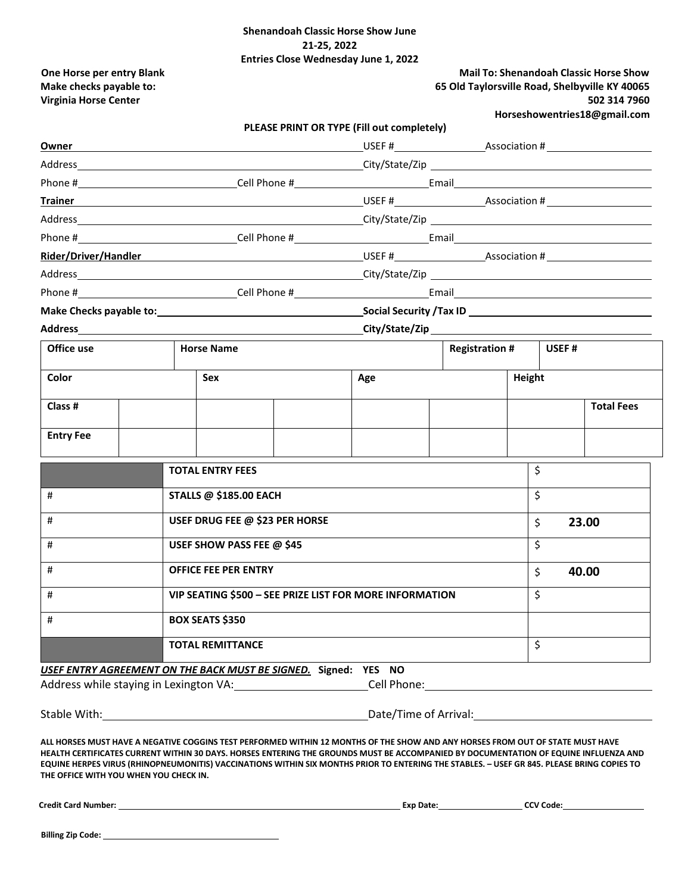**Shenandoah Classic Horse Show June 21-25, 2022**
**Entries Close Wednesday June 1, 2022**

**One Horse per entry Blank**
**Make checks payable to:**
**Virginia Horse Center**

**Mail To: Shenandoah Classic Horse Show**
**65 Old Taylorsville Road, Shelbyville KY 40065**
**502 314 7960**
**Horseshowentries18@gmail.com**

**PLEASE PRINT OR TYPE (Fill out completely)**

**Owner** ______________________ USEF # __________ Association # __________

Address ______________________ City/State/Zip ______________________

Phone # __________ Cell Phone # __________ Email ______________________

**Trainer** ______________________ USEF # __________ Association # __________

Address ______________________ City/State/Zip ______________________

Phone # __________ Cell Phone # __________ Email ______________________

**Rider/Driver/Handler** ______________________ USEF # __________ Association # __________

Address ______________________ City/State/Zip ______________________

Phone # __________ Cell Phone # __________ Email ______________________

**Make Checks payable to:** ______________________ **Social Security /Tax ID** ______________________

**Address** ______________________ **City/State/Zip** ______________________

| Office use | Horse Name | | | | Registration # | USEF # | |
|---|---|---|---|---|---|---|---|
| **Color** | **Sex** | | **Age** | | **Height** | | |
| **Class #** | | | | | | | **Total Fees** |
| **Entry Fee** | | | | | | | |

| | | |
|---|---|---|
| | **TOTAL ENTRY FEES** | $ |
| # | **STALLS @ $185.00 EACH** | $ |
| # | **USEF DRUG FEE @ $23 PER HORSE** | $ **23.00** |
| # | **USEF SHOW PASS FEE @ $45** | $ |
| # | **OFFICE FEE PER ENTRY** | $ **40.00** |
| # | **VIP SEATING $500 – SEE PRIZE LIST FOR MORE INFORMATION** | $ |
| # | **BOX SEATS $350** | |
| | **TOTAL REMITTANCE** | $ |

***USEF ENTRY AGREEMENT ON THE BACK MUST BE SIGNED.*** **Signed: YES NO**

Address while staying in Lexington VA: ______________________ Cell Phone: ______________________

Stable With: ______________________ Date/Time of Arrival: ______________________

**ALL HORSES MUST HAVE A NEGATIVE COGGINS TEST PERFORMED WITHIN 12 MONTHS OF THE SHOW AND ANY HORSES FROM OUT OF STATE MUST HAVE HEALTH CERTIFICATES CURRENT WITHIN 30 DAYS. HORSES ENTERING THE GROUNDS MUST BE ACCOMPANIED BY DOCUMENTATION OF EQUINE INFLUENZA AND EQUINE HERPES VIRUS (RHINOPNEUMONITIS) VACCINATIONS WITHIN SIX MONTHS PRIOR TO ENTERING THE STABLES. – USEF GR 845. PLEASE BRING COPIES TO THE OFFICE WITH YOU WHEN YOU CHECK IN.**

**Credit Card Number:** ______________________ **Exp Date:** __________ **CCV Code:** __________

**Billing Zip Code:** ______________________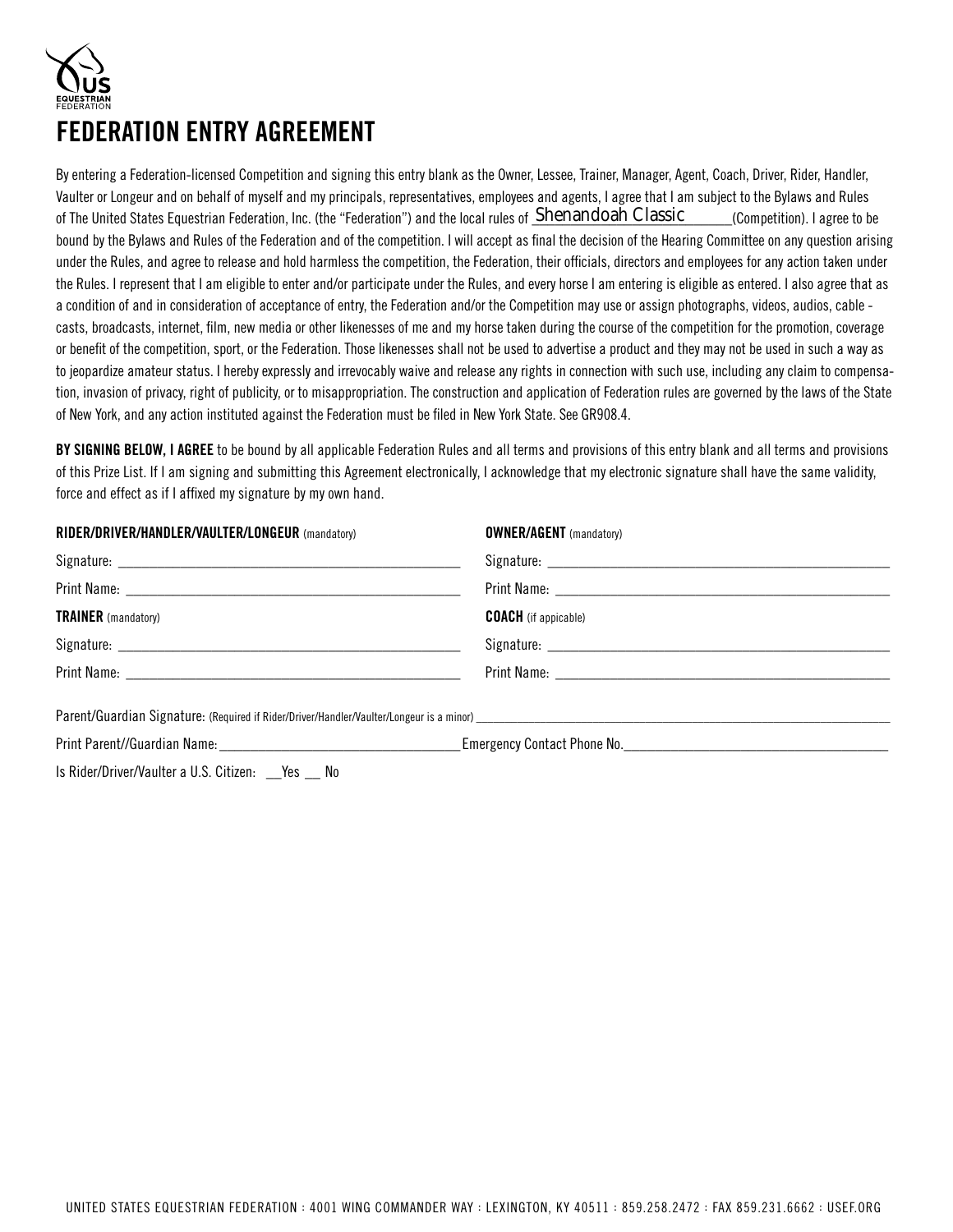# FEDERATION ENTRY AGREEMENT

By entering a Federation-licensed Competition and signing this entry blank as the Owner, Lessee, Trainer, Manager, Agent, Coach, Driver, Rider, Handler, Vaulter or Longeur and on behalf of myself and my principals, representatives, employees and agents, I agree that I am subject to the Bylaws and Rules of The United States Equestrian Federation, Inc. (the "Federation") and the local rules of Shenandoah Classic (Competition). I agree to be bound by the Bylaws and Rules of the Federation and of the competition. I will accept as final the decision of the Hearing Committee on any question arising under the Rules, and agree to release and hold harmless the competition, the Federation, their officials, directors and employees for any action taken under the Rules. I represent that I am eligible to enter and/or participate under the Rules, and every horse I am entering is eligible as entered. I also agree that as a condition of and in consideration of acceptance of entry, the Federation and/or the Competition may use or assign photographs, videos, audios, cable - casts, broadcasts, internet, film, new media or other likenesses of me and my horse taken during the course of the competition for the promotion, coverage or benefit of the competition, sport, or the Federation. Those likenesses shall not be used to advertise a product and they may not be used in such a way as to jeopardize amateur status. I hereby expressly and irrevocably waive and release any rights in connection with such use, including any claim to compensation, invasion of privacy, right of publicity, or to misappropriation. The construction and application of Federation rules are governed by the laws of the State of New York, and any action instituted against the Federation must be filed in New York State. See GR908.4.

**BY SIGNING BELOW, I AGREE** to be bound by all applicable Federation Rules and all terms and provisions of this entry blank and all terms and provisions of this Prize List. If I am signing and submitting this Agreement electronically, I acknowledge that my electronic signature shall have the same validity, force and effect as if I affixed my signature by my own hand.

**RIDER/DRIVER/HANDLER/VAULTER/LONGEUR** (mandatory)

Signature: ________________________________________

Print Name: ________________________________________

**OWNER/AGENT** (mandatory)

Signature: ________________________________________

Print Name: ________________________________________

**TRAINER** (mandatory)

Signature: ________________________________________

Print Name: ________________________________________

**COACH** (if appicable)

Signature: ________________________________________

Print Name: ________________________________________

Parent/Guardian Signature: (Required if Rider/Driver/Handler/Vaulter/Longeur is a minor) ________________________________________

Print Parent//Guardian Name: ____________________________ Emergency Contact Phone No. ____________________________

Is Rider/Driver/Vaulter a U.S. Citizen: __Yes __ No

UNITED STATES EQUESTRIAN FEDERATION : 4001 WING COMMANDER WAY : LEXINGTON, KY 40511 : 859.258.2472 : FAX 859.231.6662 : USEF.ORG